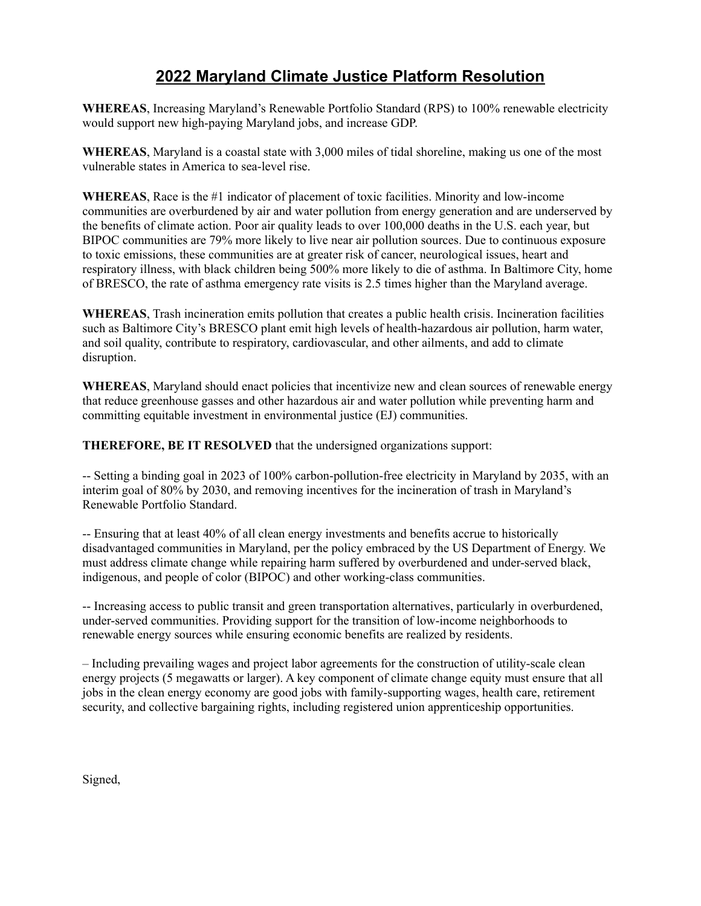# 2022 Maryland Climate Justice Platform Resolution

**WHEREAS**, Increasing Maryland's Renewable Portfolio Standard (RPS) to 100% renewable electricity would support new high-paying Maryland jobs, and increase GDP.

**WHEREAS**, Maryland is a coastal state with 3,000 miles of tidal shoreline, making us one of the most vulnerable states in America to sea-level rise.

**WHEREAS**, Race is the #1 indicator of placement of toxic facilities. Minority and low-income communities are overburdened by air and water pollution from energy generation and are underserved by the benefits of climate action. Poor air quality leads to over 100,000 deaths in the U.S. each year, but BIPOC communities are 79% more likely to live near air pollution sources. Due to continuous exposure to toxic emissions, these communities are at greater risk of cancer, neurological issues, heart and respiratory illness, with black children being 500% more likely to die of asthma. In Baltimore City, home of BRESCO, the rate of asthma emergency rate visits is 2.5 times higher than the Maryland average.

**WHEREAS**, Trash incineration emits pollution that creates a public health crisis. Incineration facilities such as Baltimore City's BRESCO plant emit high levels of health-hazardous air pollution, harm water, and soil quality, contribute to respiratory, cardiovascular, and other ailments, and add to climate disruption.

**WHEREAS**, Maryland should enact policies that incentivize new and clean sources of renewable energy that reduce greenhouse gasses and other hazardous air and water pollution while preventing harm and committing equitable investment in environmental justice (EJ) communities.

**THEREFORE, BE IT RESOLVED** that the undersigned organizations support:

-- Setting a binding goal in 2023 of 100% carbon-pollution-free electricity in Maryland by 2035, with an interim goal of 80% by 2030, and removing incentives for the incineration of trash in Maryland's Renewable Portfolio Standard.

-- Ensuring that at least 40% of all clean energy investments and benefits accrue to historically disadvantaged communities in Maryland, per the policy embraced by the US Department of Energy. We must address climate change while repairing harm suffered by overburdened and under-served black, indigenous, and people of color (BIPOC) and other working-class communities.

-- Increasing access to public transit and green transportation alternatives, particularly in overburdened, under-served communities. Providing support for the transition of low-income neighborhoods to renewable energy sources while ensuring economic benefits are realized by residents.

– Including prevailing wages and project labor agreements for the construction of utility-scale clean energy projects (5 megawatts or larger). A key component of climate change equity must ensure that all jobs in the clean energy economy are good jobs with family-supporting wages, health care, retirement security, and collective bargaining rights, including registered union apprenticeship opportunities.

Signed,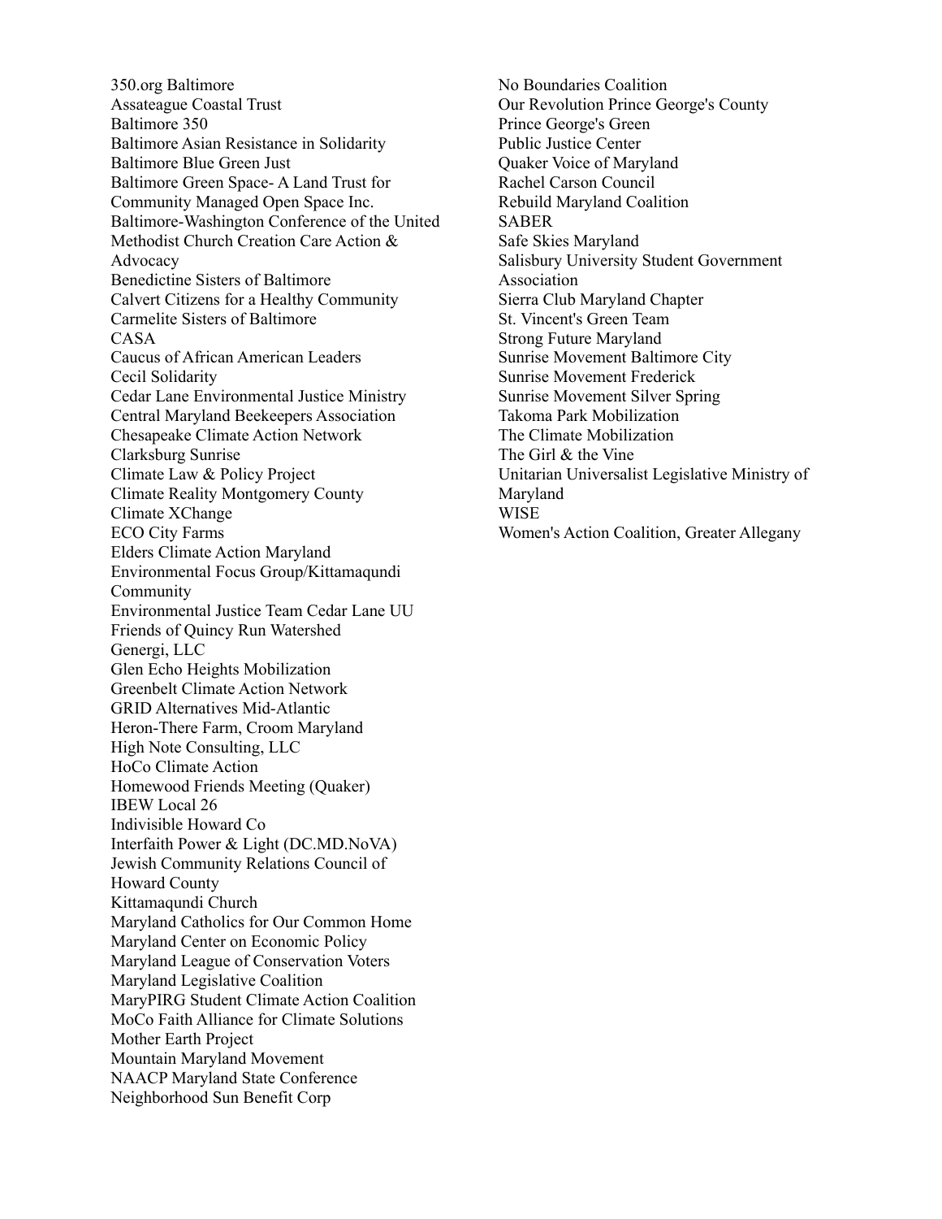350.org Baltimore
Assateague Coastal Trust
Baltimore 350
Baltimore Asian Resistance in Solidarity
Baltimore Blue Green Just
Baltimore Green Space- A Land Trust for Community Managed Open Space Inc.
Baltimore-Washington Conference of the United Methodist Church Creation Care Action & Advocacy
Benedictine Sisters of Baltimore
Calvert Citizens for a Healthy Community
Carmelite Sisters of Baltimore
CASA
Caucus of African American Leaders
Cecil Solidarity
Cedar Lane Environmental Justice Ministry
Central Maryland Beekeepers Association
Chesapeake Climate Action Network
Clarksburg Sunrise
Climate Law & Policy Project
Climate Reality Montgomery County
Climate XChange
ECO City Farms
Elders Climate Action Maryland
Environmental Focus Group/Kittamaqundi Community
Environmental Justice Team Cedar Lane UU
Friends of Quincy Run Watershed
Genergi, LLC
Glen Echo Heights Mobilization
Greenbelt Climate Action Network
GRID Alternatives Mid-Atlantic
Heron-There Farm, Croom Maryland
High Note Consulting, LLC
HoCo Climate Action
Homewood Friends Meeting (Quaker)
IBEW Local 26
Indivisible Howard Co
Interfaith Power & Light (DC.MD.NoVA)
Jewish Community Relations Council of Howard County
Kittamaqundi Church
Maryland Catholics for Our Common Home
Maryland Center on Economic Policy
Maryland League of Conservation Voters
Maryland Legislative Coalition
MaryPIRG Student Climate Action Coalition
MoCo Faith Alliance for Climate Solutions
Mother Earth Project
Mountain Maryland Movement
NAACP Maryland State Conference
Neighborhood Sun Benefit Corp
No Boundaries Coalition
Our Revolution Prince George's County
Prince George's Green
Public Justice Center
Quaker Voice of Maryland
Rachel Carson Council
Rebuild Maryland Coalition
SABER
Safe Skies Maryland
Salisbury University Student Government Association
Sierra Club Maryland Chapter
St. Vincent's Green Team
Strong Future Maryland
Sunrise Movement Baltimore City
Sunrise Movement Frederick
Sunrise Movement Silver Spring
Takoma Park Mobilization
The Climate Mobilization
The Girl & the Vine
Unitarian Universalist Legislative Ministry of Maryland
WISE
Women's Action Coalition, Greater Allegany